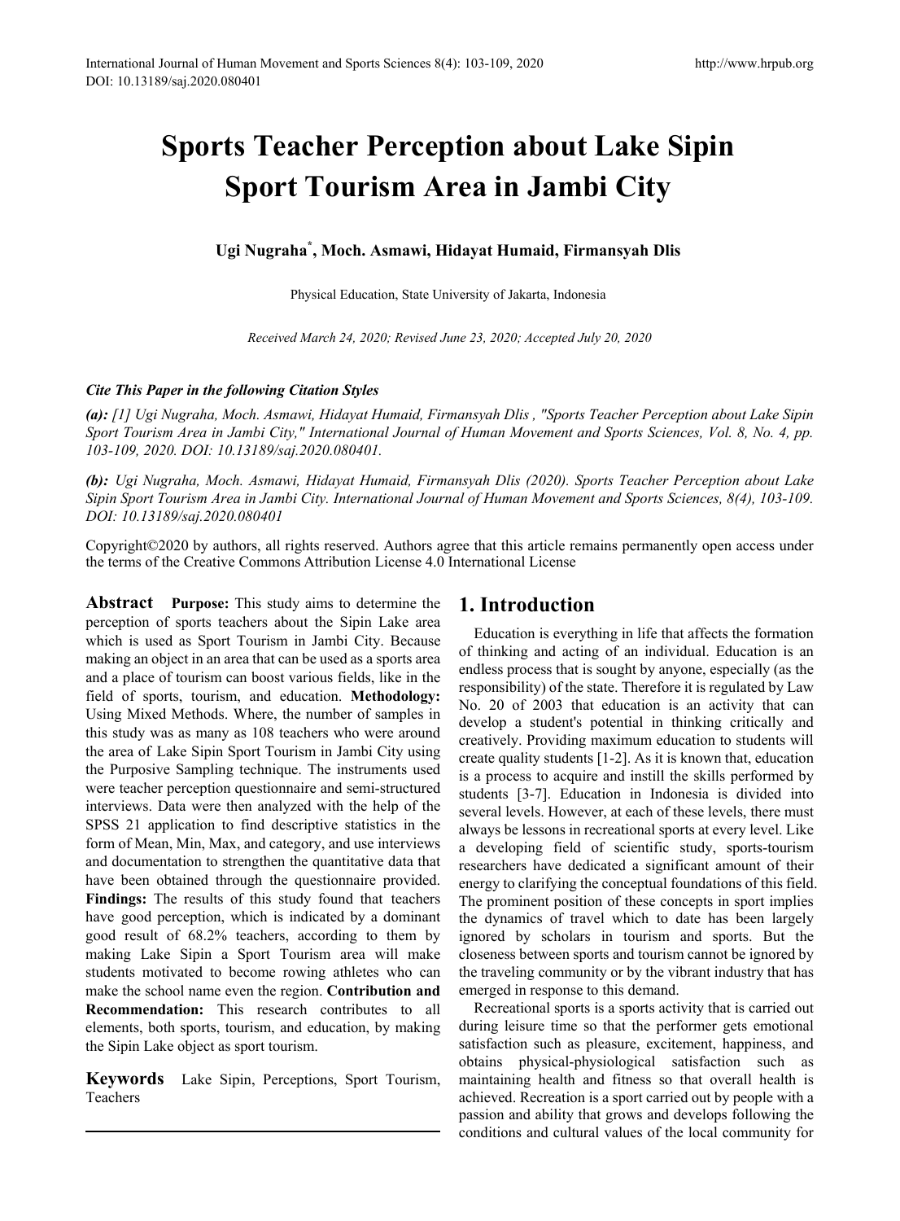# Sports Teacher Perception about Lake Sipin Sport Tourism Area in Jambi City

**Ugi Nugraha[*], Moch. Asmawi, Hidayat Humaid, Firmansyah Dlis**

Physical Education, State University of Jakarta, Indonesia

*Received March 24, 2020; Revised June 23, 2020; Accepted July 20, 2020*

***Cite This Paper in the following Citation Styles***

***(a):*** *[1] Ugi Nugraha, Moch. Asmawi, Hidayat Humaid, Firmansyah Dlis , "Sports Teacher Perception about Lake Sipin Sport Tourism Area in Jambi City," International Journal of Human Movement and Sports Sciences, Vol. 8, No. 4, pp. 103-109, 2020. DOI: 10.13189/saj.2020.080401.*

***(b):*** *Ugi Nugraha, Moch. Asmawi, Hidayat Humaid, Firmansyah Dlis (2020). Sports Teacher Perception about Lake Sipin Sport Tourism Area in Jambi City. International Journal of Human Movement and Sports Sciences, 8(4), 103-109. DOI: 10.13189/saj.2020.080401*

Copyright©2020 by authors, all rights reserved. Authors agree that this article remains permanently open access under the terms of the Creative Commons Attribution License 4.0 International License

**Abstract** **Purpose:** This study aims to determine the perception of sports teachers about the Sipin Lake area which is used as Sport Tourism in Jambi City. Because making an object in an area that can be used as a sports area and a place of tourism can boost various fields, like in the field of sports, tourism, and education. **Methodology:** Using Mixed Methods. Where, the number of samples in this study was as many as 108 teachers who were around the area of Lake Sipin Sport Tourism in Jambi City using the Purposive Sampling technique. The instruments used were teacher perception questionnaire and semi-structured interviews. Data were then analyzed with the help of the SPSS 21 application to find descriptive statistics in the form of Mean, Min, Max, and category, and use interviews and documentation to strengthen the quantitative data that have been obtained through the questionnaire provided. **Findings:** The results of this study found that teachers have good perception, which is indicated by a dominant good result of 68.2% teachers, according to them by making Lake Sipin a Sport Tourism area will make students motivated to become rowing athletes who can make the school name even the region. **Contribution and Recommendation:** This research contributes to all elements, both sports, tourism, and education, by making the Sipin Lake object as sport tourism.

**Keywords** Lake Sipin, Perceptions, Sport Tourism, Teachers

## 1. Introduction

Education is everything in life that affects the formation of thinking and acting of an individual. Education is an endless process that is sought by anyone, especially (as the responsibility) of the state. Therefore it is regulated by Law No. 20 of 2003 that education is an activity that can develop a student's potential in thinking critically and creatively. Providing maximum education to students will create quality students [1-2]. As it is known that, education is a process to acquire and instill the skills performed by students [3-7]. Education in Indonesia is divided into several levels. However, at each of these levels, there must always be lessons in recreational sports at every level. Like a developing field of scientific study, sports-tourism researchers have dedicated a significant amount of their energy to clarifying the conceptual foundations of this field. The prominent position of these concepts in sport implies the dynamics of travel which to date has been largely ignored by scholars in tourism and sports. But the closeness between sports and tourism cannot be ignored by the traveling community or by the vibrant industry that has emerged in response to this demand.

Recreational sports is a sports activity that is carried out during leisure time so that the performer gets emotional satisfaction such as pleasure, excitement, happiness, and obtains physical-physiological satisfaction such as maintaining health and fitness so that overall health is achieved. Recreation is a sport carried out by people with a passion and ability that grows and develops following the conditions and cultural values of the local community for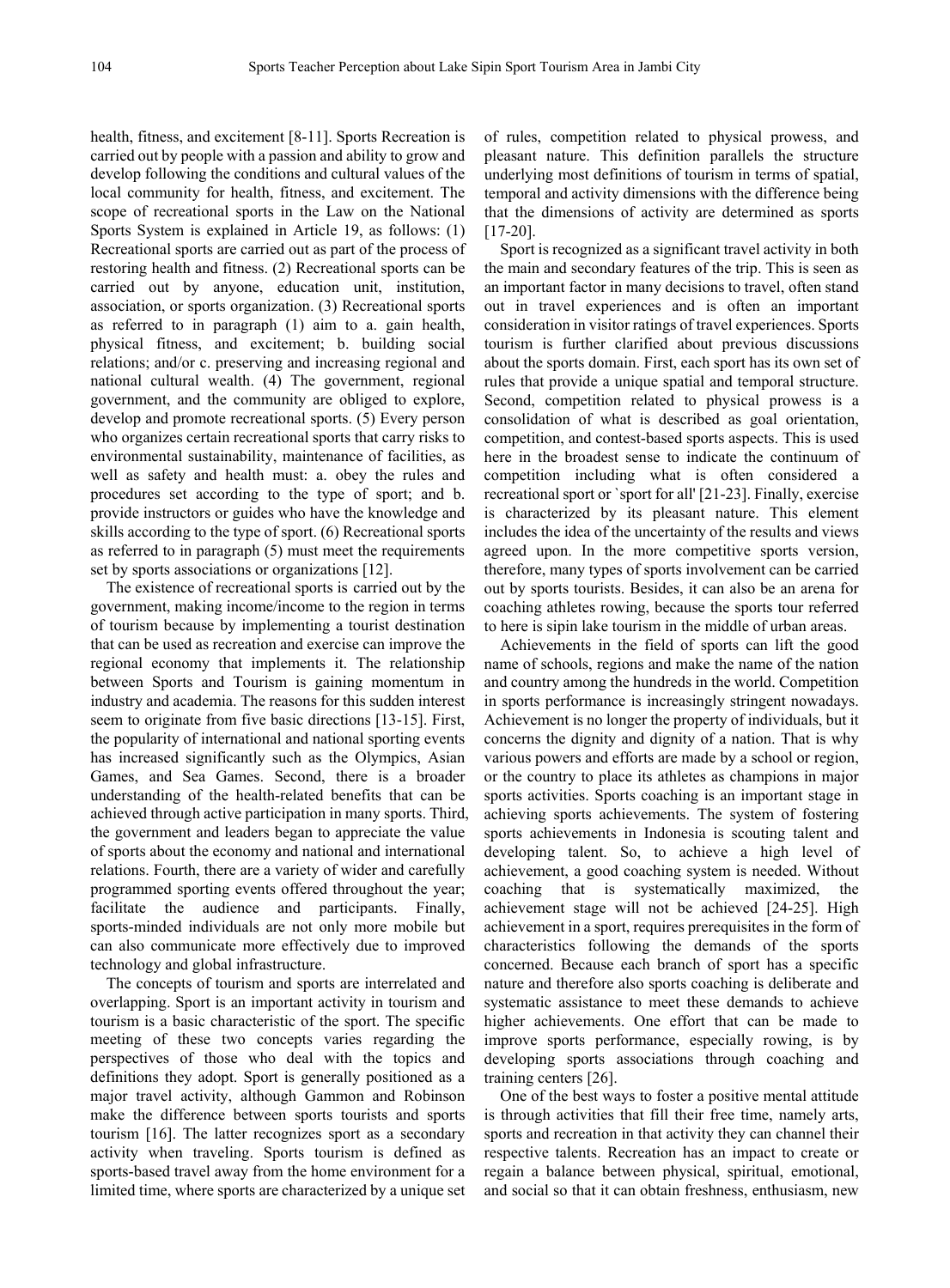health, fitness, and excitement [8-11]. Sports Recreation is carried out by people with a passion and ability to grow and develop following the conditions and cultural values of the local community for health, fitness, and excitement. The scope of recreational sports in the Law on the National Sports System is explained in Article 19, as follows: (1) Recreational sports are carried out as part of the process of restoring health and fitness. (2) Recreational sports can be carried out by anyone, education unit, institution, association, or sports organization. (3) Recreational sports as referred to in paragraph (1) aim to a. gain health, physical fitness, and excitement; b. building social relations; and/or c. preserving and increasing regional and national cultural wealth. (4) The government, regional government, and the community are obliged to explore, develop and promote recreational sports. (5) Every person who organizes certain recreational sports that carry risks to environmental sustainability, maintenance of facilities, as well as safety and health must: a. obey the rules and procedures set according to the type of sport; and b. provide instructors or guides who have the knowledge and skills according to the type of sport. (6) Recreational sports as referred to in paragraph (5) must meet the requirements set by sports associations or organizations [12].

The existence of recreational sports is carried out by the government, making income/income to the region in terms of tourism because by implementing a tourist destination that can be used as recreation and exercise can improve the regional economy that implements it. The relationship between Sports and Tourism is gaining momentum in industry and academia. The reasons for this sudden interest seem to originate from five basic directions [13-15]. First, the popularity of international and national sporting events has increased significantly such as the Olympics, Asian Games, and Sea Games. Second, there is a broader understanding of the health-related benefits that can be achieved through active participation in many sports. Third, the government and leaders began to appreciate the value of sports about the economy and national and international relations. Fourth, there are a variety of wider and carefully programmed sporting events offered throughout the year; facilitate the audience and participants. Finally, sports-minded individuals are not only more mobile but can also communicate more effectively due to improved technology and global infrastructure.

The concepts of tourism and sports are interrelated and overlapping. Sport is an important activity in tourism and tourism is a basic characteristic of the sport. The specific meeting of these two concepts varies regarding the perspectives of those who deal with the topics and definitions they adopt. Sport is generally positioned as a major travel activity, although Gammon and Robinson make the difference between sports tourists and sports tourism [16]. The latter recognizes sport as a secondary activity when traveling. Sports tourism is defined as sports-based travel away from the home environment for a limited time, where sports are characterized by a unique set of rules, competition related to physical prowess, and pleasant nature. This definition parallels the structure underlying most definitions of tourism in terms of spatial, temporal and activity dimensions with the difference being that the dimensions of activity are determined as sports [17-20].

Sport is recognized as a significant travel activity in both the main and secondary features of the trip. This is seen as an important factor in many decisions to travel, often stand out in travel experiences and is often an important consideration in visitor ratings of travel experiences. Sports tourism is further clarified about previous discussions about the sports domain. First, each sport has its own set of rules that provide a unique spatial and temporal structure. Second, competition related to physical prowess is a consolidation of what is described as goal orientation, competition, and contest-based sports aspects. This is used here in the broadest sense to indicate the continuum of competition including what is often considered a recreational sport or `sport for all' [21-23]. Finally, exercise is characterized by its pleasant nature. This element includes the idea of the uncertainty of the results and views agreed upon. In the more competitive sports version, therefore, many types of sports involvement can be carried out by sports tourists. Besides, it can also be an arena for coaching athletes rowing, because the sports tour referred to here is sipin lake tourism in the middle of urban areas.

Achievements in the field of sports can lift the good name of schools, regions and make the name of the nation and country among the hundreds in the world. Competition in sports performance is increasingly stringent nowadays. Achievement is no longer the property of individuals, but it concerns the dignity and dignity of a nation. That is why various powers and efforts are made by a school or region, or the country to place its athletes as champions in major sports activities. Sports coaching is an important stage in achieving sports achievements. The system of fostering sports achievements in Indonesia is scouting talent and developing talent. So, to achieve a high level of achievement, a good coaching system is needed. Without coaching that is systematically maximized, the achievement stage will not be achieved [24-25]. High achievement in a sport, requires prerequisites in the form of characteristics following the demands of the sports concerned. Because each branch of sport has a specific nature and therefore also sports coaching is deliberate and systematic assistance to meet these demands to achieve higher achievements. One effort that can be made to improve sports performance, especially rowing, is by developing sports associations through coaching and training centers [26].

One of the best ways to foster a positive mental attitude is through activities that fill their free time, namely arts, sports and recreation in that activity they can channel their respective talents. Recreation has an impact to create or regain a balance between physical, spiritual, emotional, and social so that it can obtain freshness, enthusiasm, new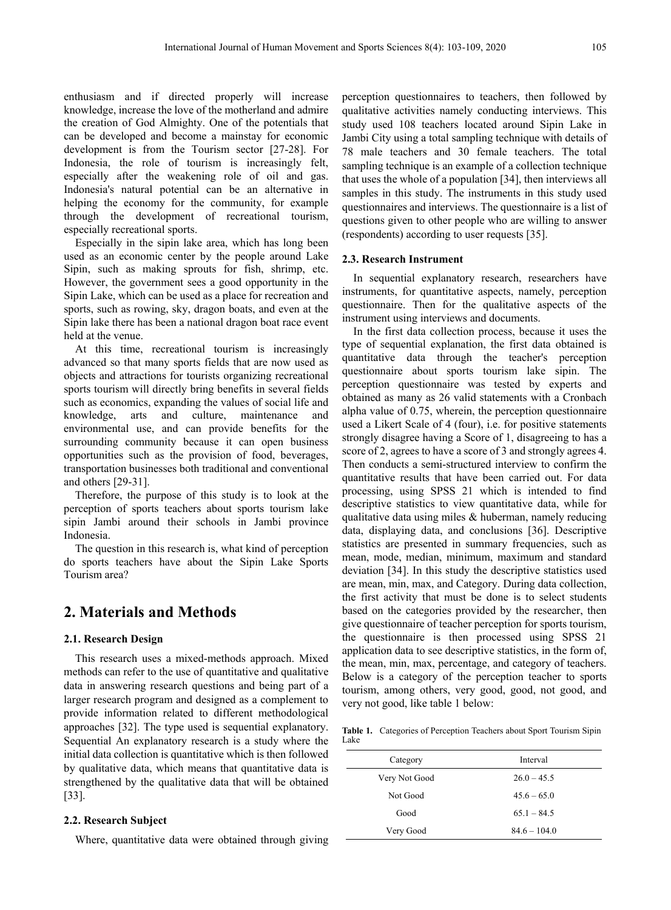enthusiasm and if directed properly will increase knowledge, increase the love of the motherland and admire the creation of God Almighty. One of the potentials that can be developed and become a mainstay for economic development is from the Tourism sector [27-28]. For Indonesia, the role of tourism is increasingly felt, especially after the weakening role of oil and gas. Indonesia's natural potential can be an alternative in helping the economy for the community, for example through the development of recreational tourism, especially recreational sports.

Especially in the sipin lake area, which has long been used as an economic center by the people around Lake Sipin, such as making sprouts for fish, shrimp, etc. However, the government sees a good opportunity in the Sipin Lake, which can be used as a place for recreation and sports, such as rowing, sky, dragon boats, and even at the Sipin lake there has been a national dragon boat race event held at the venue.

At this time, recreational tourism is increasingly advanced so that many sports fields that are now used as objects and attractions for tourists organizing recreational sports tourism will directly bring benefits in several fields such as economics, expanding the values of social life and knowledge, arts and culture, maintenance and environmental use, and can provide benefits for the surrounding community because it can open business opportunities such as the provision of food, beverages, transportation businesses both traditional and conventional and others [29-31].

Therefore, the purpose of this study is to look at the perception of sports teachers about sports tourism lake sipin Jambi around their schools in Jambi province Indonesia.

The question in this research is, what kind of perception do sports teachers have about the Sipin Lake Sports Tourism area?

# 2. Materials and Methods

## 2.1. Research Design

This research uses a mixed-methods approach. Mixed methods can refer to the use of quantitative and qualitative data in answering research questions and being part of a larger research program and designed as a complement to provide information related to different methodological approaches [32]. The type used is sequential explanatory. Sequential An explanatory research is a study where the initial data collection is quantitative which is then followed by qualitative data, which means that quantitative data is strengthened by the qualitative data that will be obtained [33].

## 2.2. Research Subject

Where, quantitative data were obtained through giving perception questionnaires to teachers, then followed by qualitative activities namely conducting interviews. This study used 108 teachers located around Sipin Lake in Jambi City using a total sampling technique with details of 78 male teachers and 30 female teachers. The total sampling technique is an example of a collection technique that uses the whole of a population [34], then interviews all samples in this study. The instruments in this study used questionnaires and interviews. The questionnaire is a list of questions given to other people who are willing to answer (respondents) according to user requests [35].

## 2.3. Research Instrument

In sequential explanatory research, researchers have instruments, for quantitative aspects, namely, perception questionnaire. Then for the qualitative aspects of the instrument using interviews and documents.

In the first data collection process, because it uses the type of sequential explanation, the first data obtained is quantitative data through the teacher's perception questionnaire about sports tourism lake sipin. The perception questionnaire was tested by experts and obtained as many as 26 valid statements with a Cronbach alpha value of 0.75, wherein, the perception questionnaire used a Likert Scale of 4 (four), i.e. for positive statements strongly disagree having a Score of 1, disagreeing to has a score of 2, agrees to have a score of 3 and strongly agrees 4. Then conducts a semi-structured interview to confirm the quantitative results that have been carried out. For data processing, using SPSS 21 which is intended to find descriptive statistics to view quantitative data, while for qualitative data using miles & huberman, namely reducing data, displaying data, and conclusions [36]. Descriptive statistics are presented in summary frequencies, such as mean, mode, median, minimum, maximum and standard deviation [34]. In this study the descriptive statistics used are mean, min, max, and Category. During data collection, the first activity that must be done is to select students based on the categories provided by the researcher, then give questionnaire of teacher perception for sports tourism, the questionnaire is then processed using SPSS 21 application data to see descriptive statistics, in the form of, the mean, min, max, percentage, and category of teachers. Below is a category of the perception teacher to sports tourism, among others, very good, good, not good, and very not good, like table 1 below:

**Table 1.** Categories of Perception Teachers about Sport Tourism Sipin Lake

| Category | Interval |
|---|---|
| Very Not Good | 26.0 – 45.5 |
| Not Good | 45.6 – 65.0 |
| Good | 65.1 – 84.5 |
| Very Good | 84.6 – 104.0 |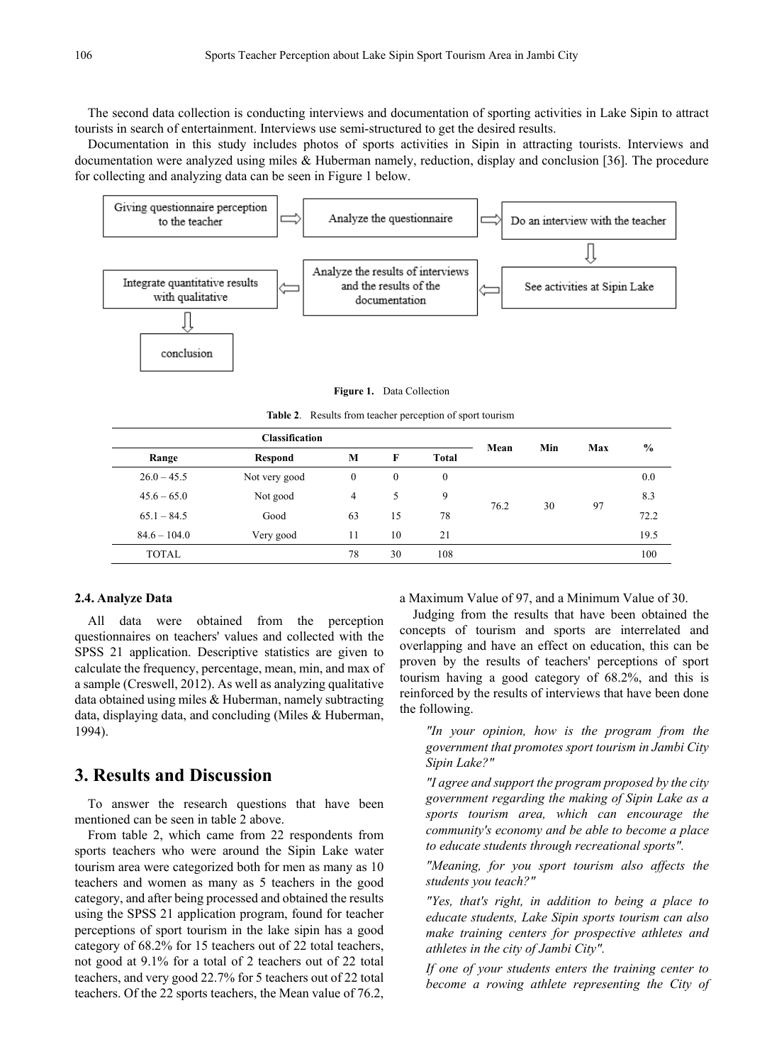The second data collection is conducting interviews and documentation of sporting activities in Lake Sipin to attract tourists in search of entertainment. Interviews use semi-structured to get the desired results.

Documentation in this study includes photos of sports activities in Sipin in attracting tourists. Interviews and documentation were analyzed using miles & Huberman namely, reduction, display and conclusion [36]. The procedure for collecting and analyzing data can be seen in Figure 1 below.

Giving questionnaire perception to the teacher ⇨ Analyze the questionnaire ⇨ Do an interview with the teacher ⇩ See activities at Sipin Lake ⇦ Analyze the results of interviews and the results of the documentation ⇦ Integrate quantitative results with qualitative ⇩ conclusion

**Figure 1.** Data Collection

**Table 2**. Results from teacher perception of sport tourism

| Classification | | | | | Mean | Min | Max | % |
|---|---|---|---|---|---|---|---|---|
| Range | Respond | M | F | Total | | | | |
| 26.0 – 45.5 | Not very good | 0 | 0 | 0 | 76.2 | 30 | 97 | 0.0 |
| 45.6 – 65.0 | Not good | 4 | 5 | 9 | | | | 8.3 |
| 65.1 – 84.5 | Good | 63 | 15 | 78 | | | | 72.2 |
| 84.6 – 104.0 | Very good | 11 | 10 | 21 | | | | 19.5 |
| TOTAL | | 78 | 30 | 108 | | | | 100 |

### 2.4. Analyze Data

All data were obtained from the perception questionnaires on teachers' values and collected with the SPSS 21 application. Descriptive statistics are given to calculate the frequency, percentage, mean, min, and max of a sample (Creswell, 2012). As well as analyzing qualitative data obtained using miles & Huberman, namely subtracting data, displaying data, and concluding (Miles & Huberman, 1994).

## 3. Results and Discussion

To answer the research questions that have been mentioned can be seen in table 2 above.

From table 2, which came from 22 respondents from sports teachers who were around the Sipin Lake water tourism area were categorized both for men as many as 10 teachers and women as many as 5 teachers in the good category, and after being processed and obtained the results using the SPSS 21 application program, found for teacher perceptions of sport tourism in the lake sipin has a good category of 68.2% for 15 teachers out of 22 total teachers, not good at 9.1% for a total of 2 teachers out of 22 total teachers, and very good 22.7% for 5 teachers out of 22 total teachers. Of the 22 sports teachers, the Mean value of 76.2, a Maximum Value of 97, and a Minimum Value of 30.

Judging from the results that have been obtained the concepts of tourism and sports are interrelated and overlapping and have an effect on education, this can be proven by the results of teachers' perceptions of sport tourism having a good category of 68.2%, and this is reinforced by the results of interviews that have been done the following.

> *"In your opinion, how is the program from the government that promotes sport tourism in Jambi City Sipin Lake?"*
>
> *"I agree and support the program proposed by the city government regarding the making of Sipin Lake as a sports tourism area, which can encourage the community's economy and be able to become a place to educate students through recreational sports".*
>
> *"Meaning, for you sport tourism also affects the students you teach?"*
>
> *"Yes, that's right, in addition to being a place to educate students, Lake Sipin sports tourism can also make training centers for prospective athletes and athletes in the city of Jambi City".*
>
> *If one of your students enters the training center to become a rowing athlete representing the City of*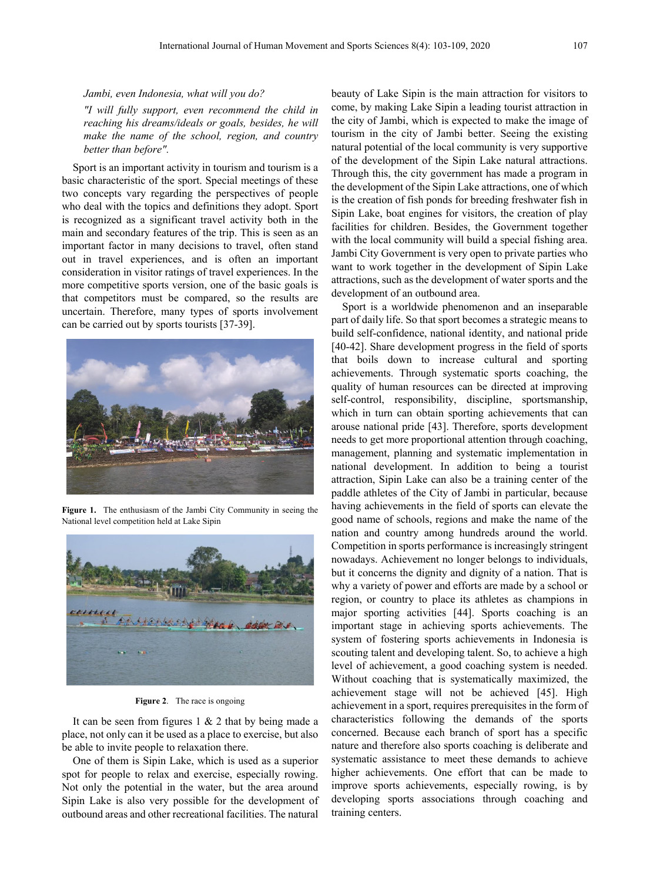*Jambi, even Indonesia, what will you do?*

*"I will fully support, even recommend the child in reaching his dreams/ideals or goals, besides, he will make the name of the school, region, and country better than before".*

Sport is an important activity in tourism and tourism is a basic characteristic of the sport. Special meetings of these two concepts vary regarding the perspectives of people who deal with the topics and definitions they adopt. Sport is recognized as a significant travel activity both in the main and secondary features of the trip. This is seen as an important factor in many decisions to travel, often stand out in travel experiences, and is often an important consideration in visitor ratings of travel experiences. In the more competitive sports version, one of the basic goals is that competitors must be compared, so the results are uncertain. Therefore, many types of sports involvement can be carried out by sports tourists [37-39].

**Figure 1.** The enthusiasm of the Jambi City Community in seeing the National level competition held at Lake Sipin

**Figure 2**. The race is ongoing

It can be seen from figures 1 & 2 that by being made a place, not only can it be used as a place to exercise, but also be able to invite people to relaxation there.

One of them is Sipin Lake, which is used as a superior spot for people to relax and exercise, especially rowing. Not only the potential in the water, but the area around Sipin Lake is also very possible for the development of outbound areas and other recreational facilities. The natural beauty of Lake Sipin is the main attraction for visitors to come, by making Lake Sipin a leading tourist attraction in the city of Jambi, which is expected to make the image of tourism in the city of Jambi better. Seeing the existing natural potential of the local community is very supportive of the development of the Sipin Lake natural attractions. Through this, the city government has made a program in the development of the Sipin Lake attractions, one of which is the creation of fish ponds for breeding freshwater fish in Sipin Lake, boat engines for visitors, the creation of play facilities for children. Besides, the Government together with the local community will build a special fishing area. Jambi City Government is very open to private parties who want to work together in the development of Sipin Lake attractions, such as the development of water sports and the development of an outbound area.

Sport is a worldwide phenomenon and an inseparable part of daily life. So that sport becomes a strategic means to build self-confidence, national identity, and national pride [40-42]. Share development progress in the field of sports that boils down to increase cultural and sporting achievements. Through systematic sports coaching, the quality of human resources can be directed at improving self-control, responsibility, discipline, sportsmanship, which in turn can obtain sporting achievements that can arouse national pride [43]. Therefore, sports development needs to get more proportional attention through coaching, management, planning and systematic implementation in national development. In addition to being a tourist attraction, Sipin Lake can also be a training center of the paddle athletes of the City of Jambi in particular, because having achievements in the field of sports can elevate the good name of schools, regions and make the name of the nation and country among hundreds around the world. Competition in sports performance is increasingly stringent nowadays. Achievement no longer belongs to individuals, but it concerns the dignity and dignity of a nation. That is why a variety of power and efforts are made by a school or region, or country to place its athletes as champions in major sporting activities [44]. Sports coaching is an important stage in achieving sports achievements. The system of fostering sports achievements in Indonesia is scouting talent and developing talent. So, to achieve a high level of achievement, a good coaching system is needed. Without coaching that is systematically maximized, the achievement stage will not be achieved [45]. High achievement in a sport, requires prerequisites in the form of characteristics following the demands of the sports concerned. Because each branch of sport has a specific nature and therefore also sports coaching is deliberate and systematic assistance to meet these demands to achieve higher achievements. One effort that can be made to improve sports achievements, especially rowing, is by developing sports associations through coaching and training centers.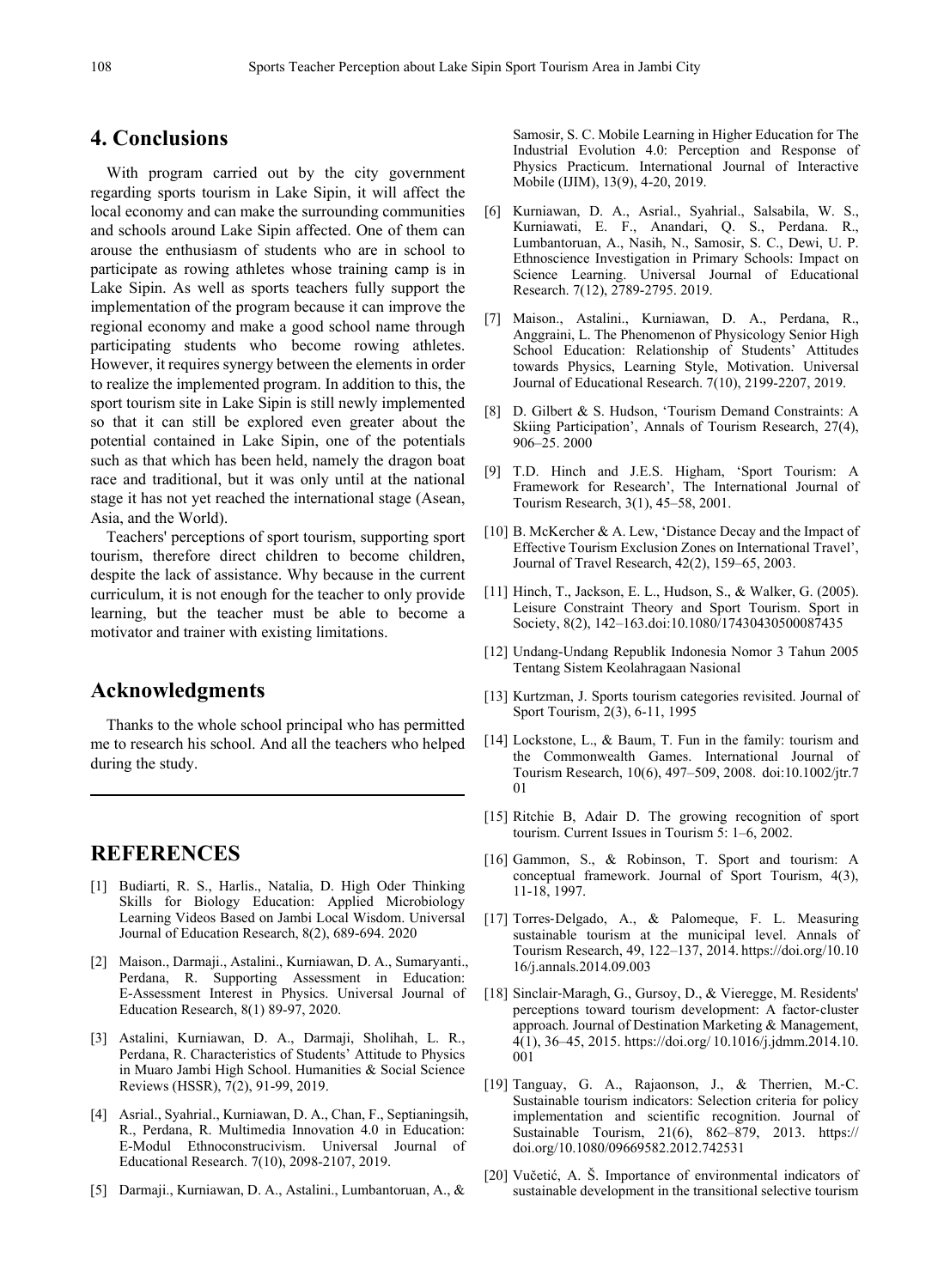## 4. Conclusions

With program carried out by the city government regarding sports tourism in Lake Sipin, it will affect the local economy and can make the surrounding communities and schools around Lake Sipin affected. One of them can arouse the enthusiasm of students who are in school to participate as rowing athletes whose training camp is in Lake Sipin. As well as sports teachers fully support the implementation of the program because it can improve the regional economy and make a good school name through participating students who become rowing athletes. However, it requires synergy between the elements in order to realize the implemented program. In addition to this, the sport tourism site in Lake Sipin is still newly implemented so that it can still be explored even greater about the potential contained in Lake Sipin, one of the potentials such as that which has been held, namely the dragon boat race and traditional, but it was only until at the national stage it has not yet reached the international stage (Asean, Asia, and the World).

Teachers' perceptions of sport tourism, supporting sport tourism, therefore direct children to become children, despite the lack of assistance. Why because in the current curriculum, it is not enough for the teacher to only provide learning, but the teacher must be able to become a motivator and trainer with existing limitations.

## Acknowledgments

Thanks to the whole school principal who has permitted me to research his school. And all the teachers who helped during the study.

## REFERENCES

[1] Budiarti, R. S., Harlis., Natalia, D. High Oder Thinking Skills for Biology Education: Applied Microbiology Learning Videos Based on Jambi Local Wisdom. Universal Journal of Education Research, 8(2), 689-694. 2020

[2] Maison., Darmaji., Astalini., Kurniawan, D. A., Sumaryanti., Perdana, R. Supporting Assessment in Education: E-Assessment Interest in Physics. Universal Journal of Education Research, 8(1) 89-97, 2020.

[3] Astalini, Kurniawan, D. A., Darmaji, Sholihah, L. R., Perdana, R. Characteristics of Students' Attitude to Physics in Muaro Jambi High School. Humanities & Social Science Reviews (HSSR), 7(2), 91-99, 2019.

[4] Asrial., Syahrial., Kurniawan, D. A., Chan, F., Septianingsih, R., Perdana, R. Multimedia Innovation 4.0 in Education: E-Modul Ethnoconstrucivism. Universal Journal of Educational Research. 7(10), 2098-2107, 2019.

[5] Darmaji., Kurniawan, D. A., Astalini., Lumbantoruan, A., & Samosir, S. C. Mobile Learning in Higher Education for The Industrial Evolution 4.0: Perception and Response of Physics Practicum. International Journal of Interactive Mobile (IJIM), 13(9), 4-20, 2019.

[6] Kurniawan, D. A., Asrial., Syahrial., Salsabila, W. S., Kurniawati, E. F., Anandari, Q. S., Perdana. R., Lumbantoruan, A., Nasih, N., Samosir, S. C., Dewi, U. P. Ethnoscience Investigation in Primary Schools: Impact on Science Learning. Universal Journal of Educational Research. 7(12), 2789-2795. 2019.

[7] Maison., Astalini., Kurniawan, D. A., Perdana, R., Anggraini, L. The Phenomenon of Physicology Senior High School Education: Relationship of Students' Attitudes towards Physics, Learning Style, Motivation. Universal Journal of Educational Research. 7(10), 2199-2207, 2019.

[8] D. Gilbert & S. Hudson, 'Tourism Demand Constraints: A Skiing Participation', Annals of Tourism Research, 27(4), 906–25. 2000

[9] T.D. Hinch and J.E.S. Higham, 'Sport Tourism: A Framework for Research', The International Journal of Tourism Research, 3(1), 45–58, 2001.

[10] B. McKercher & A. Lew, 'Distance Decay and the Impact of Effective Tourism Exclusion Zones on International Travel', Journal of Travel Research, 42(2), 159–65, 2003.

[11] Hinch, T., Jackson, E. L., Hudson, S., & Walker, G. (2005). Leisure Constraint Theory and Sport Tourism. Sport in Society, 8(2), 142–163.doi:10.1080/17430430500087435

[12] Undang-Undang Republik Indonesia Nomor 3 Tahun 2005 Tentang Sistem Keolahragaan Nasional

[13] Kurtzman, J. Sports tourism categories revisited. Journal of Sport Tourism, 2(3), 6-11, 1995

[14] Lockstone, L., & Baum, T. Fun in the family: tourism and the Commonwealth Games. International Journal of Tourism Research, 10(6), 497–509, 2008. doi:10.1002/jtr.701

[15] Ritchie B, Adair D. The growing recognition of sport tourism. Current Issues in Tourism 5: 1–6, 2002.

[16] Gammon, S., & Robinson, T. Sport and tourism: A conceptual framework. Journal of Sport Tourism, 4(3), 11-18, 1997.

[17] Torres-Delgado, A., & Palomeque, F. L. Measuring sustainable tourism at the municipal level. Annals of Tourism Research, 49, 122–137, 2014. https://doi.org/10.1016/j.annals.2014.09.003

[18] Sinclair-Maragh, G., Gursoy, D., & Vieregge, M. Residents' perceptions toward tourism development: A factor-cluster approach. Journal of Destination Marketing & Management, 4(1), 36–45, 2015. https://doi.org/ 10.1016/j.jdmm.2014.10.001

[19] Tanguay, G. A., Rajaonson, J., & Therrien, M.-C. Sustainable tourism indicators: Selection criteria for policy implementation and scientific recognition. Journal of Sustainable Tourism, 21(6), 862–879, 2013. https:// doi.org/10.1080/09669582.2012.742531

[20] Vučetić, A. Š. Importance of environmental indicators of sustainable development in the transitional selective tourism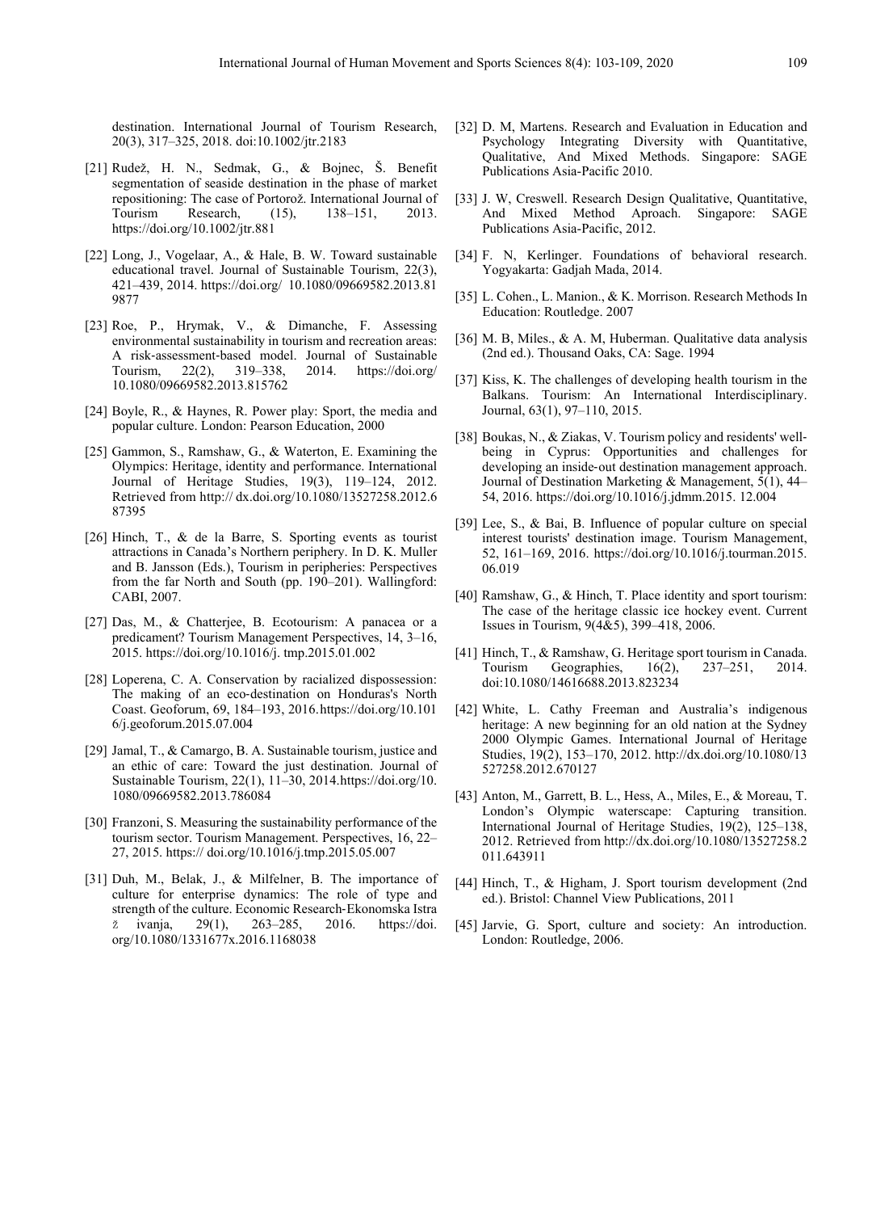destination. International Journal of Tourism Research, 20(3), 317–325, 2018. doi:10.1002/jtr.2183

[21] Rudež, H. N., Sedmak, G., & Bojnec, Š. Benefit segmentation of seaside destination in the phase of market repositioning: The case of Portorož. International Journal of Tourism Research, (15), 138–151, 2013. https://doi.org/10.1002/jtr.881

[22] Long, J., Vogelaar, A., & Hale, B. W. Toward sustainable educational travel. Journal of Sustainable Tourism, 22(3), 421–439, 2014. https://doi.org/ 10.1080/09669582.2013.819877

[23] Roe, P., Hrymak, V., & Dimanche, F. Assessing environmental sustainability in tourism and recreation areas: A risk-assessment-based model. Journal of Sustainable Tourism, 22(2), 319–338, 2014. https://doi.org/ 10.1080/09669582.2013.815762

[24] Boyle, R., & Haynes, R. Power play: Sport, the media and popular culture. London: Pearson Education, 2000

[25] Gammon, S., Ramshaw, G., & Waterton, E. Examining the Olympics: Heritage, identity and performance. International Journal of Heritage Studies, 19(3), 119–124, 2012. Retrieved from http:// dx.doi.org/10.1080/13527258.2012.687395

[26] Hinch, T., & de la Barre, S. Sporting events as tourist attractions in Canada's Northern periphery. In D. K. Muller and B. Jansson (Eds.), Tourism in peripheries: Perspectives from the far North and South (pp. 190–201). Wallingford: CABI, 2007.

[27] Das, M., & Chatterjee, B. Ecotourism: A panacea or a predicament? Tourism Management Perspectives, 14, 3–16, 2015. https://doi.org/10.1016/j. tmp.2015.01.002

[28] Loperena, C. A. Conservation by racialized dispossession: The making of an eco-destination on Honduras's North Coast. Geoforum, 69, 184–193, 2016.https://doi.org/10.1016/j.geoforum.2015.07.004

[29] Jamal, T., & Camargo, B. A. Sustainable tourism, justice and an ethic of care: Toward the just destination. Journal of Sustainable Tourism, 22(1), 11–30, 2014.https://doi.org/10.1080/09669582.2013.786084

[30] Franzoni, S. Measuring the sustainability performance of the tourism sector. Tourism Management. Perspectives, 16, 22–27, 2015. https:// doi.org/10.1016/j.tmp.2015.05.007

[31] Duh, M., Belak, J., & Milfelner, B. The importance of culture for enterprise dynamics: The role of type and strength of the culture. Economic Research‐Ekonomska Istra ž ivanja, 29(1), 263–285, 2016. https://doi. org/10.1080/1331677x.2016.1168038

[32] D. M, Martens. Research and Evaluation in Education and Psychology Integrating Diversity with Quantitative, Qualitative, And Mixed Methods. Singapore: SAGE Publications Asia-Pacific 2010.

[33] J. W, Creswell. Research Design Qualitative, Quantitative, And Mixed Method Aproach. Singapore: SAGE Publications Asia-Pacific, 2012.

[34] F. N, Kerlinger. Foundations of behavioral research. Yogyakarta: Gadjah Mada, 2014.

[35] L. Cohen., L. Manion., & K. Morrison. Research Methods In Education: Routledge. 2007

[36] M. B, Miles., & A. M, Huberman. Qualitative data analysis (2nd ed.). Thousand Oaks, CA: Sage. 1994

[37] Kiss, K. The challenges of developing health tourism in the Balkans. Tourism: An International Interdisciplinary. Journal, 63(1), 97–110, 2015.

[38] Boukas, N., & Ziakas, V. Tourism policy and residents' well-being in Cyprus: Opportunities and challenges for developing an inside-out destination management approach. Journal of Destination Marketing & Management, 5(1), 44–54, 2016. https://doi.org/10.1016/j.jdmm.2015. 12.004

[39] Lee, S., & Bai, B. Influence of popular culture on special interest tourists' destination image. Tourism Management, 52, 161–169, 2016. https://doi.org/10.1016/j.tourman.2015.06.019

[40] Ramshaw, G., & Hinch, T. Place identity and sport tourism: The case of the heritage classic ice hockey event. Current Issues in Tourism, 9(4&5), 399–418, 2006.

[41] Hinch, T., & Ramshaw, G. Heritage sport tourism in Canada. Tourism Geographies, 16(2), 237–251, 2014. doi:10.1080/14616688.2013.823234

[42] White, L. Cathy Freeman and Australia's indigenous heritage: A new beginning for an old nation at the Sydney 2000 Olympic Games. International Journal of Heritage Studies, 19(2), 153–170, 2012. http://dx.doi.org/10.1080/13527258.2012.670127

[43] Anton, M., Garrett, B. L., Hess, A., Miles, E., & Moreau, T. London's Olympic waterscape: Capturing transition. International Journal of Heritage Studies, 19(2), 125–138, 2012. Retrieved from http://dx.doi.org/10.1080/13527258.2011.643911

[44] Hinch, T., & Higham, J. Sport tourism development (2nd ed.). Bristol: Channel View Publications, 2011

[45] Jarvie, G. Sport, culture and society: An introduction. London: Routledge, 2006.